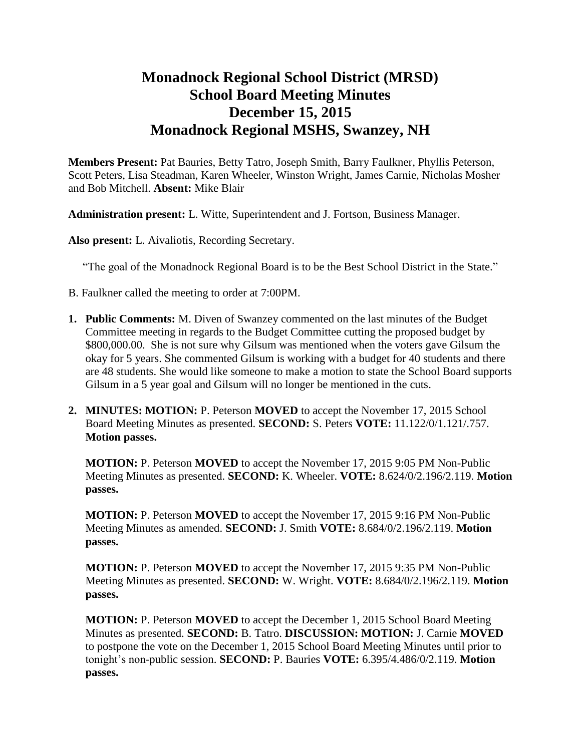# Monadnock Regional School District (MRSD) School Board Meeting Minutes December 15, 2015 Monadnock Regional MSHS, Swanzey, NH

**Members Present:** Pat Bauries, Betty Tatro, Joseph Smith, Barry Faulkner, Phyllis Peterson, Scott Peters, Lisa Steadman, Karen Wheeler, Winston Wright, James Carnie, Nicholas Mosher and Bob Mitchell. **Absent:** Mike Blair

**Administration present:** L. Witte, Superintendent and J. Fortson, Business Manager.

**Also present:** L. Aivaliotis, Recording Secretary.

"The goal of the Monadnock Regional Board is to be the Best School District in the State."

B. Faulkner called the meeting to order at 7:00PM.

1. **Public Comments:** M. Diven of Swanzey commented on the last minutes of the Budget Committee meeting in regards to the Budget Committee cutting the proposed budget by $800,000.00. She is not sure why Gilsum was mentioned when the voters gave Gilsum the okay for 5 years. She commented Gilsum is working with a budget for 40 students and there are 48 students. She would like someone to make a motion to state the School Board supports Gilsum in a 5 year goal and Gilsum will no longer be mentioned in the cuts.

2. **MINUTES: MOTION:** P. Peterson **MOVED** to accept the November 17, 2015 School Board Meeting Minutes as presented. **SECOND:** S. Peters **VOTE:** 11.122/0/1.121/.757. **Motion passes.**

   **MOTION:** P. Peterson **MOVED** to accept the November 17, 2015 9:05 PM Non-Public Meeting Minutes as presented. **SECOND:** K. Wheeler. **VOTE:** 8.624/0/2.196/2.119. **Motion passes.**

   **MOTION:** P. Peterson **MOVED** to accept the November 17, 2015 9:16 PM Non-Public Meeting Minutes as amended. **SECOND:** J. Smith **VOTE:** 8.684/0/2.196/2.119. **Motion passes.**

   **MOTION:** P. Peterson **MOVED** to accept the November 17, 2015 9:35 PM Non-Public Meeting Minutes as presented. **SECOND:** W. Wright. **VOTE:** 8.684/0/2.196/2.119. **Motion passes.**

   **MOTION:** P. Peterson **MOVED** to accept the December 1, 2015 School Board Meeting Minutes as presented. **SECOND:** B. Tatro. **DISCUSSION: MOTION:** J. Carnie **MOVED** to postpone the vote on the December 1, 2015 School Board Meeting Minutes until prior to tonight's non-public session. **SECOND:** P. Bauries **VOTE:** 6.395/4.486/0/2.119. **Motion passes.**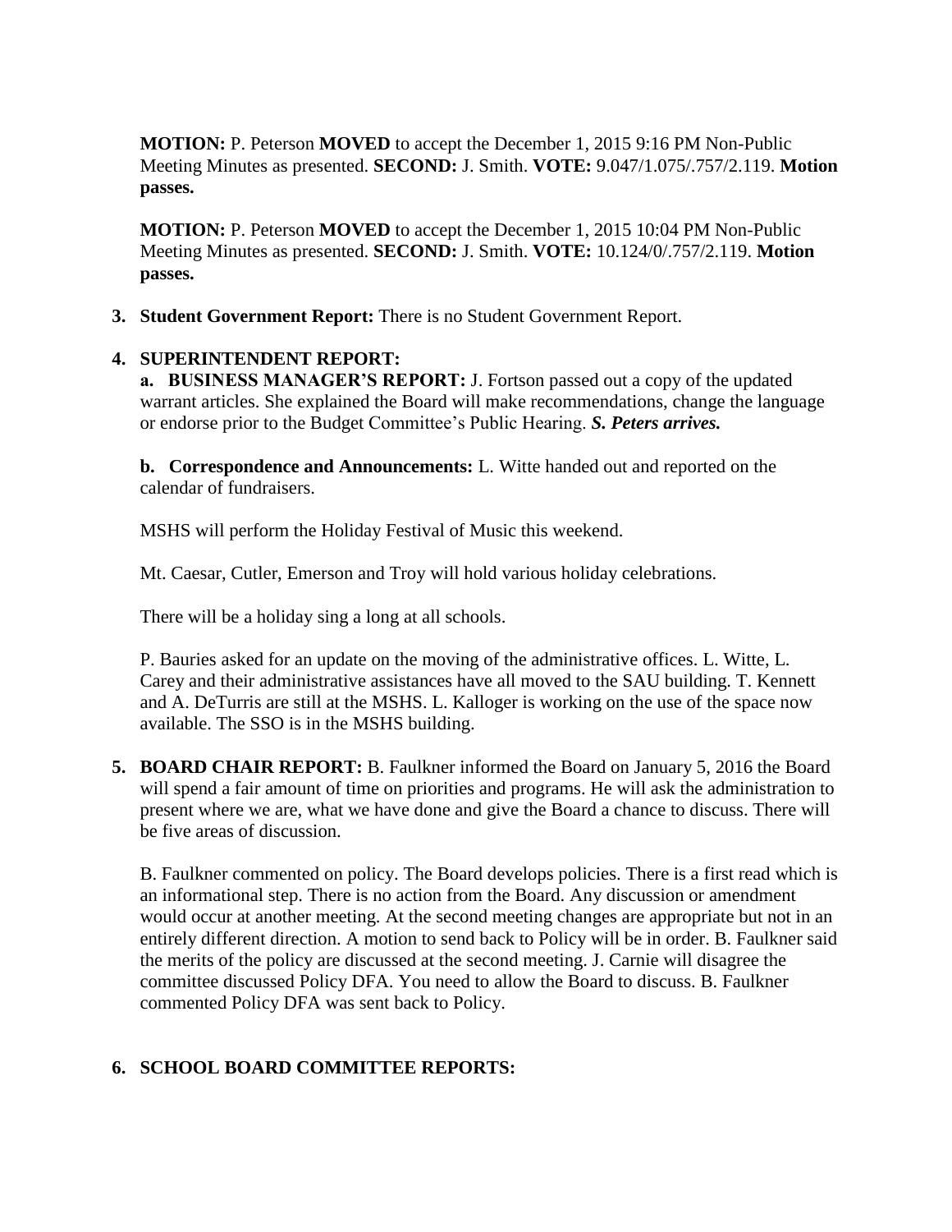**MOTION:** P. Peterson **MOVED** to accept the December 1, 2015 9:16 PM Non-Public Meeting Minutes as presented. **SECOND:** J. Smith. **VOTE:** 9.047/1.075/.757/2.119. **Motion passes.**

**MOTION:** P. Peterson **MOVED** to accept the December 1, 2015 10:04 PM Non-Public Meeting Minutes as presented. **SECOND:** J. Smith. **VOTE:** 10.124/0/.757/2.119. **Motion passes.**

**3. Student Government Report:** There is no Student Government Report.

**4. SUPERINTENDENT REPORT:**

**a. BUSINESS MANAGER'S REPORT:** J. Fortson passed out a copy of the updated warrant articles. She explained the Board will make recommendations, change the language or endorse prior to the Budget Committee's Public Hearing. ***S. Peters arrives.***

**b. Correspondence and Announcements:** L. Witte handed out and reported on the calendar of fundraisers.

MSHS will perform the Holiday Festival of Music this weekend.

Mt. Caesar, Cutler, Emerson and Troy will hold various holiday celebrations.

There will be a holiday sing a long at all schools.

P. Bauries asked for an update on the moving of the administrative offices. L. Witte, L. Carey and their administrative assistances have all moved to the SAU building. T. Kennett and A. DeTurris are still at the MSHS. L. Kalloger is working on the use of the space now available. The SSO is in the MSHS building.

**5. BOARD CHAIR REPORT:** B. Faulkner informed the Board on January 5, 2016 the Board will spend a fair amount of time on priorities and programs. He will ask the administration to present where we are, what we have done and give the Board a chance to discuss. There will be five areas of discussion.

B. Faulkner commented on policy. The Board develops policies. There is a first read which is an informational step. There is no action from the Board. Any discussion or amendment would occur at another meeting. At the second meeting changes are appropriate but not in an entirely different direction. A motion to send back to Policy will be in order. B. Faulkner said the merits of the policy are discussed at the second meeting. J. Carnie will disagree the committee discussed Policy DFA. You need to allow the Board to discuss. B. Faulkner commented Policy DFA was sent back to Policy.

**6. SCHOOL BOARD COMMITTEE REPORTS:**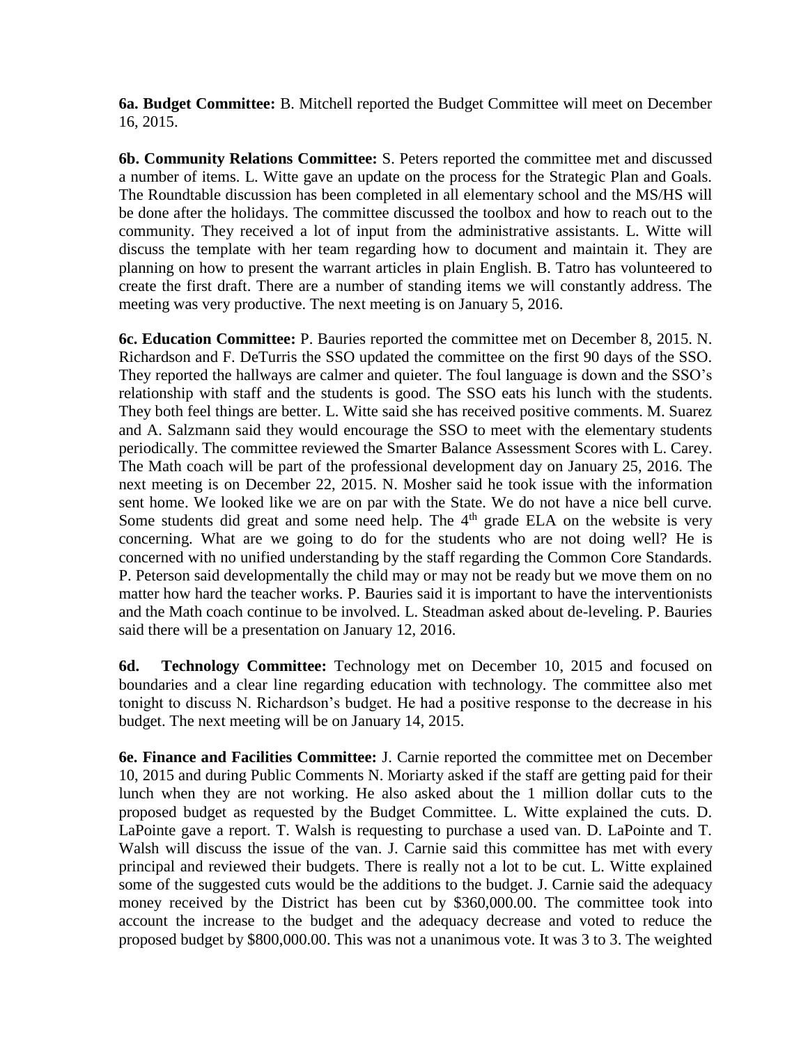**6a. Budget Committee:** B. Mitchell reported the Budget Committee will meet on December 16, 2015.

**6b. Community Relations Committee:** S. Peters reported the committee met and discussed a number of items. L. Witte gave an update on the process for the Strategic Plan and Goals. The Roundtable discussion has been completed in all elementary school and the MS/HS will be done after the holidays. The committee discussed the toolbox and how to reach out to the community. They received a lot of input from the administrative assistants. L. Witte will discuss the template with her team regarding how to document and maintain it. They are planning on how to present the warrant articles in plain English. B. Tatro has volunteered to create the first draft. There are a number of standing items we will constantly address. The meeting was very productive. The next meeting is on January 5, 2016.

**6c. Education Committee:** P. Bauries reported the committee met on December 8, 2015. N. Richardson and F. DeTurris the SSO updated the committee on the first 90 days of the SSO. They reported the hallways are calmer and quieter. The foul language is down and the SSO's relationship with staff and the students is good. The SSO eats his lunch with the students. They both feel things are better. L. Witte said she has received positive comments. M. Suarez and A. Salzmann said they would encourage the SSO to meet with the elementary students periodically. The committee reviewed the Smarter Balance Assessment Scores with L. Carey. The Math coach will be part of the professional development day on January 25, 2016. The next meeting is on December 22, 2015. N. Mosher said he took issue with the information sent home. We looked like we are on par with the State. We do not have a nice bell curve. Some students did great and some need help. The 4th grade ELA on the website is very concerning. What are we going to do for the students who are not doing well? He is concerned with no unified understanding by the staff regarding the Common Core Standards. P. Peterson said developmentally the child may or may not be ready but we move them on no matter how hard the teacher works. P. Bauries said it is important to have the interventionists and the Math coach continue to be involved. L. Steadman asked about de-leveling. P. Bauries said there will be a presentation on January 12, 2016.

**6d. Technology Committee:** Technology met on December 10, 2015 and focused on boundaries and a clear line regarding education with technology. The committee also met tonight to discuss N. Richardson's budget. He had a positive response to the decrease in his budget. The next meeting will be on January 14, 2015.

**6e. Finance and Facilities Committee:** J. Carnie reported the committee met on December 10, 2015 and during Public Comments N. Moriarty asked if the staff are getting paid for their lunch when they are not working. He also asked about the 1 million dollar cuts to the proposed budget as requested by the Budget Committee. L. Witte explained the cuts. D. LaPointe gave a report. T. Walsh is requesting to purchase a used van. D. LaPointe and T. Walsh will discuss the issue of the van. J. Carnie said this committee has met with every principal and reviewed their budgets. There is really not a lot to be cut. L. Witte explained some of the suggested cuts would be the additions to the budget. J. Carnie said the adequacy money received by the District has been cut by $360,000.00. The committee took into account the increase to the budget and the adequacy decrease and voted to reduce the proposed budget by $800,000.00. This was not a unanimous vote. It was 3 to 3. The weighted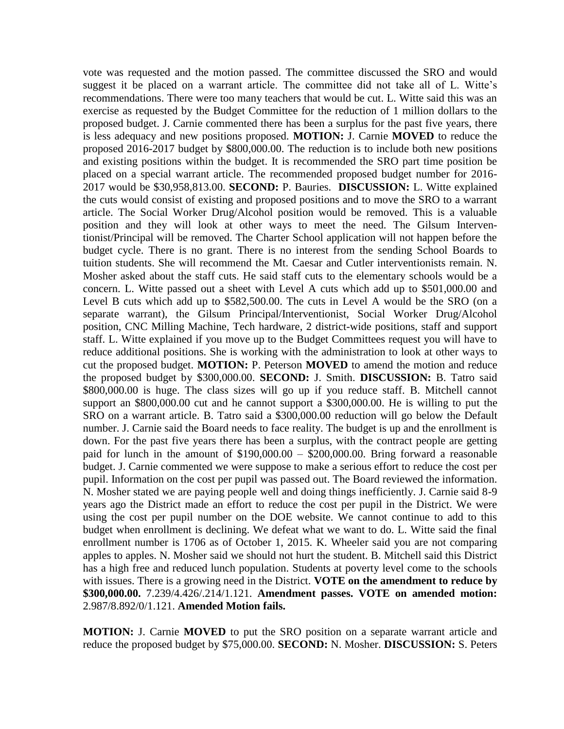vote was requested and the motion passed. The committee discussed the SRO and would suggest it be placed on a warrant article. The committee did not take all of L. Witte's recommendations. There were too many teachers that would be cut. L. Witte said this was an exercise as requested by the Budget Committee for the reduction of 1 million dollars to the proposed budget. J. Carnie commented there has been a surplus for the past five years, there is less adequacy and new positions proposed. **MOTION:** J. Carnie **MOVED** to reduce the proposed 2016-2017 budget by $800,000.00. The reduction is to include both new positions and existing positions within the budget. It is recommended the SRO part time position be placed on a special warrant article. The recommended proposed budget number for 2016-2017 would be $30,958,813.00. **SECOND:** P. Bauries. **DISCUSSION:** L. Witte explained the cuts would consist of existing and proposed positions and to move the SRO to a warrant article. The Social Worker Drug/Alcohol position would be removed. This is a valuable position and they will look at other ways to meet the need. The Gilsum Interventionist/Principal will be removed. The Charter School application will not happen before the budget cycle. There is no grant. There is no interest from the sending School Boards to tuition students. She will recommend the Mt. Caesar and Cutler interventionists remain. N. Mosher asked about the staff cuts. He said staff cuts to the elementary schools would be a concern. L. Witte passed out a sheet with Level A cuts which add up to $501,000.00 and Level B cuts which add up to $582,500.00. The cuts in Level A would be the SRO (on a separate warrant), the Gilsum Principal/Interventionist, Social Worker Drug/Alcohol position, CNC Milling Machine, Tech hardware, 2 district-wide positions, staff and support staff. L. Witte explained if you move up to the Budget Committees request you will have to reduce additional positions. She is working with the administration to look at other ways to cut the proposed budget. **MOTION:** P. Peterson **MOVED** to amend the motion and reduce the proposed budget by $300,000.00. **SECOND:** J. Smith. **DISCUSSION:** B. Tatro said $800,000.00 is huge. The class sizes will go up if you reduce staff. B. Mitchell cannot support an $800,000.00 cut and he cannot support a $300,000.00. He is willing to put the SRO on a warrant article. B. Tatro said a $300,000.00 reduction will go below the Default number. J. Carnie said the Board needs to face reality. The budget is up and the enrollment is down. For the past five years there has been a surplus, with the contract people are getting paid for lunch in the amount of $190,000.00 – $200,000.00. Bring forward a reasonable budget. J. Carnie commented we were suppose to make a serious effort to reduce the cost per pupil. Information on the cost per pupil was passed out. The Board reviewed the information. N. Mosher stated we are paying people well and doing things inefficiently. J. Carnie said 8-9 years ago the District made an effort to reduce the cost per pupil in the District. We were using the cost per pupil number on the DOE website. We cannot continue to add to this budget when enrollment is declining. We defeat what we want to do. L. Witte said the final enrollment number is 1706 as of October 1, 2015. K. Wheeler said you are not comparing apples to apples. N. Mosher said we should not hurt the student. B. Mitchell said this District has a high free and reduced lunch population. Students at poverty level come to the schools with issues. There is a growing need in the District. **VOTE on the amendment to reduce by $300,000.00.** 7.239/4.426/.214/1.121. **Amendment passes. VOTE on amended motion:** 2.987/8.892/0/1.121. **Amended Motion fails.**

**MOTION:** J. Carnie **MOVED** to put the SRO position on a separate warrant article and reduce the proposed budget by $75,000.00. **SECOND:** N. Mosher. **DISCUSSION:** S. Peters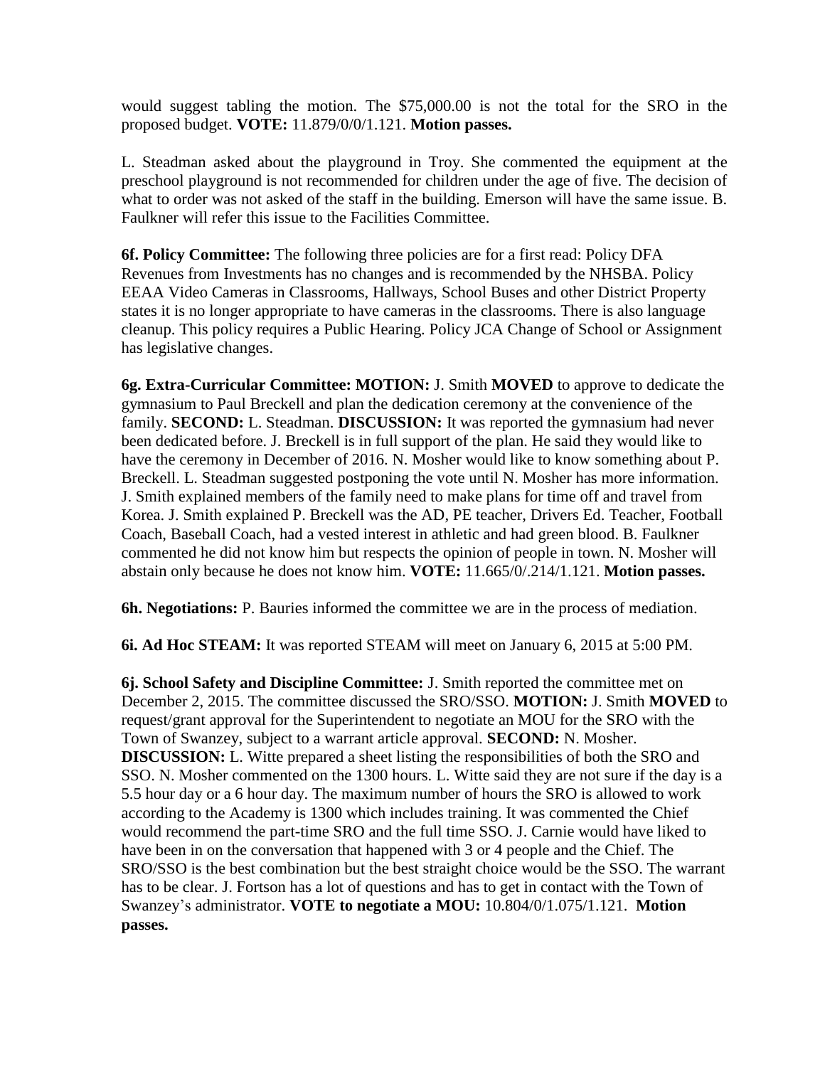would suggest tabling the motion. The $75,000.00 is not the total for the SRO in the proposed budget. **VOTE:** 11.879/0/0/1.121. **Motion passes.**

L. Steadman asked about the playground in Troy. She commented the equipment at the preschool playground is not recommended for children under the age of five. The decision of what to order was not asked of the staff in the building. Emerson will have the same issue. B. Faulkner will refer this issue to the Facilities Committee.

**6f. Policy Committee:** The following three policies are for a first read: Policy DFA Revenues from Investments has no changes and is recommended by the NHSBA. Policy EEAA Video Cameras in Classrooms, Hallways, School Buses and other District Property states it is no longer appropriate to have cameras in the classrooms. There is also language cleanup. This policy requires a Public Hearing. Policy JCA Change of School or Assignment has legislative changes.

**6g. Extra-Curricular Committee: MOTION:** J. Smith **MOVED** to approve to dedicate the gymnasium to Paul Breckell and plan the dedication ceremony at the convenience of the family. **SECOND:** L. Steadman. **DISCUSSION:** It was reported the gymnasium had never been dedicated before. J. Breckell is in full support of the plan. He said they would like to have the ceremony in December of 2016. N. Mosher would like to know something about P. Breckell. L. Steadman suggested postponing the vote until N. Mosher has more information. J. Smith explained members of the family need to make plans for time off and travel from Korea. J. Smith explained P. Breckell was the AD, PE teacher, Drivers Ed. Teacher, Football Coach, Baseball Coach, had a vested interest in athletic and had green blood. B. Faulkner commented he did not know him but respects the opinion of people in town. N. Mosher will abstain only because he does not know him. **VOTE:** 11.665/0/.214/1.121. **Motion passes.**

**6h. Negotiations:** P. Bauries informed the committee we are in the process of mediation.

**6i. Ad Hoc STEAM:** It was reported STEAM will meet on January 6, 2015 at 5:00 PM.

**6j. School Safety and Discipline Committee:** J. Smith reported the committee met on December 2, 2015. The committee discussed the SRO/SSO. **MOTION:** J. Smith **MOVED** to request/grant approval for the Superintendent to negotiate an MOU for the SRO with the Town of Swanzey, subject to a warrant article approval. **SECOND:** N. Mosher. **DISCUSSION:** L. Witte prepared a sheet listing the responsibilities of both the SRO and SSO. N. Mosher commented on the 1300 hours. L. Witte said they are not sure if the day is a 5.5 hour day or a 6 hour day. The maximum number of hours the SRO is allowed to work according to the Academy is 1300 which includes training. It was commented the Chief would recommend the part-time SRO and the full time SSO. J. Carnie would have liked to have been in on the conversation that happened with 3 or 4 people and the Chief. The SRO/SSO is the best combination but the best straight choice would be the SSO. The warrant has to be clear. J. Fortson has a lot of questions and has to get in contact with the Town of Swanzey's administrator. **VOTE to negotiate a MOU:** 10.804/0/1.075/1.121. **Motion passes.**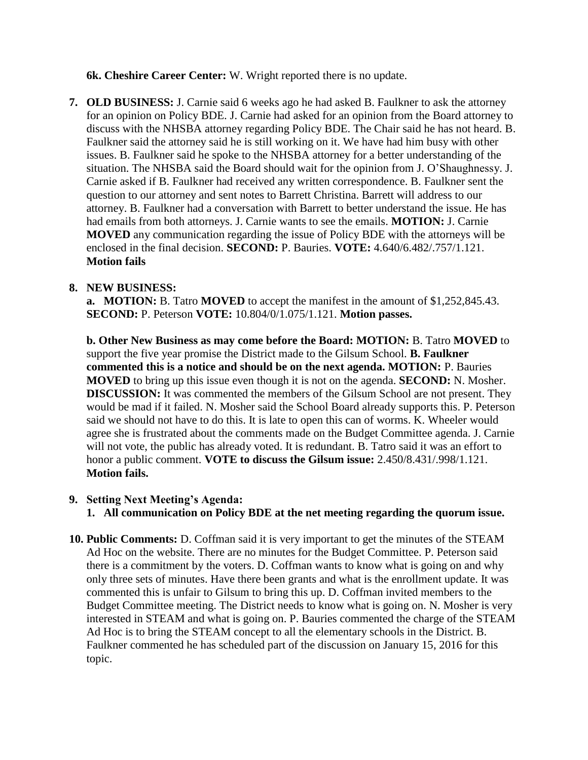**6k. Cheshire Career Center:** W. Wright reported there is no update.

7. **OLD BUSINESS:** J. Carnie said 6 weeks ago he had asked B. Faulkner to ask the attorney for an opinion on Policy BDE. J. Carnie had asked for an opinion from the Board attorney to discuss with the NHSBA attorney regarding Policy BDE. The Chair said he has not heard. B. Faulkner said the attorney said he is still working on it. We have had him busy with other issues. B. Faulkner said he spoke to the NHSBA attorney for a better understanding of the situation. The NHSBA said the Board should wait for the opinion from J. O'Shaughnessy. J. Carnie asked if B. Faulkner had received any written correspondence. B. Faulkner sent the question to our attorney and sent notes to Barrett Christina. Barrett will address to our attorney. B. Faulkner had a conversation with Barrett to better understand the issue. He has had emails from both attorneys. J. Carnie wants to see the emails. **MOTION:** J. Carnie **MOVED** any communication regarding the issue of Policy BDE with the attorneys will be enclosed in the final decision. **SECOND:** P. Bauries. **VOTE:** 4.640/6.482/.757/1.121. **Motion fails**

8. **NEW BUSINESS:**

   **a. MOTION:** B. Tatro **MOVED** to accept the manifest in the amount of $1,252,845.43. **SECOND:** P. Peterson **VOTE:** 10.804/0/1.075/1.121. **Motion passes.**

   **b. Other New Business as may come before the Board: MOTION:** B. Tatro **MOVED** to support the five year promise the District made to the Gilsum School. **B. Faulkner commented this is a notice and should be on the next agenda. MOTION:** P. Bauries **MOVED** to bring up this issue even though it is not on the agenda. **SECOND:** N. Mosher. **DISCUSSION:** It was commented the members of the Gilsum School are not present. They would be mad if it failed. N. Mosher said the School Board already supports this. P. Peterson said we should not have to do this. It is late to open this can of worms. K. Wheeler would agree she is frustrated about the comments made on the Budget Committee agenda. J. Carnie will not vote, the public has already voted. It is redundant. B. Tatro said it was an effort to honor a public comment. **VOTE to discuss the Gilsum issue:** 2.450/8.431/.998/1.121. **Motion fails.**

9. **Setting Next Meeting's Agenda:**
   1. **All communication on Policy BDE at the net meeting regarding the quorum issue.**

10. **Public Comments:** D. Coffman said it is very important to get the minutes of the STEAM Ad Hoc on the website. There are no minutes for the Budget Committee. P. Peterson said there is a commitment by the voters. D. Coffman wants to know what is going on and why only three sets of minutes. Have there been grants and what is the enrollment update. It was commented this is unfair to Gilsum to bring this up. D. Coffman invited members to the Budget Committee meeting. The District needs to know what is going on. N. Mosher is very interested in STEAM and what is going on. P. Bauries commented the charge of the STEAM Ad Hoc is to bring the STEAM concept to all the elementary schools in the District. B. Faulkner commented he has scheduled part of the discussion on January 15, 2016 for this topic.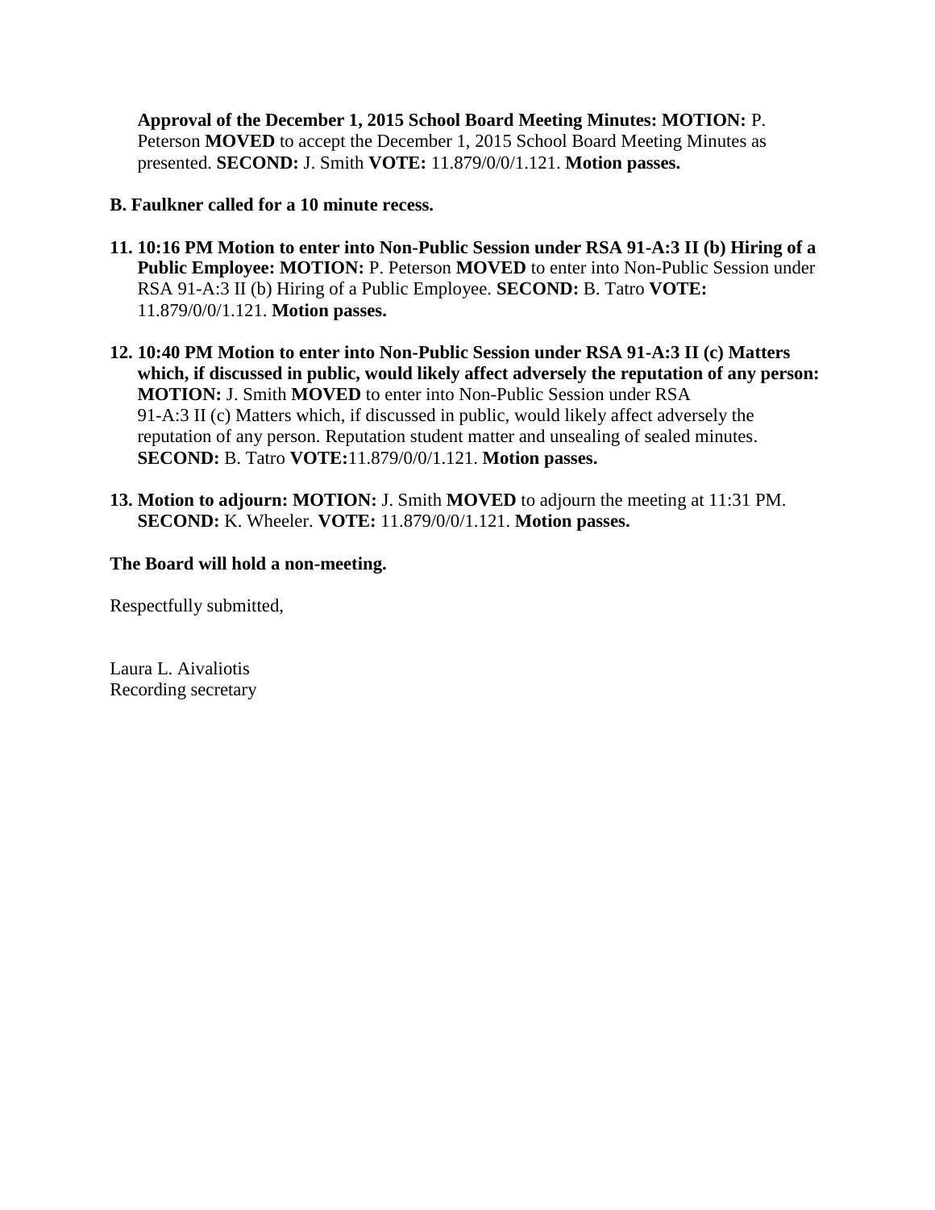**Approval of the December 1, 2015 School Board Meeting Minutes: MOTION:** P. Peterson **MOVED** to accept the December 1, 2015 School Board Meeting Minutes as presented. **SECOND:** J. Smith **VOTE:** 11.879/0/0/1.121. **Motion passes.**

**B. Faulkner called for a 10 minute recess.**

11. **10:16 PM Motion to enter into Non-Public Session under RSA 91-A:3 II (b) Hiring of a Public Employee: MOTION:** P. Peterson **MOVED** to enter into Non-Public Session under RSA 91-A:3 II (b) Hiring of a Public Employee. **SECOND:** B. Tatro **VOTE:** 11.879/0/0/1.121. **Motion passes.**

12. **10:40 PM Motion to enter into Non-Public Session under RSA 91-A:3 II (c) Matters which, if discussed in public, would likely affect adversely the reputation of any person: MOTION:** J. Smith **MOVED** to enter into Non-Public Session under RSA 91-A:3 II (c) Matters which, if discussed in public, would likely affect adversely the reputation of any person. Reputation student matter and unsealing of sealed minutes. **SECOND:** B. Tatro **VOTE:**11.879/0/0/1.121. **Motion passes.**

13. **Motion to adjourn: MOTION:** J. Smith **MOVED** to adjourn the meeting at 11:31 PM. **SECOND:** K. Wheeler. **VOTE:** 11.879/0/0/1.121. **Motion passes.**

**The Board will hold a non-meeting.**

Respectfully submitted,

Laura L. Aivaliotis
Recording secretary